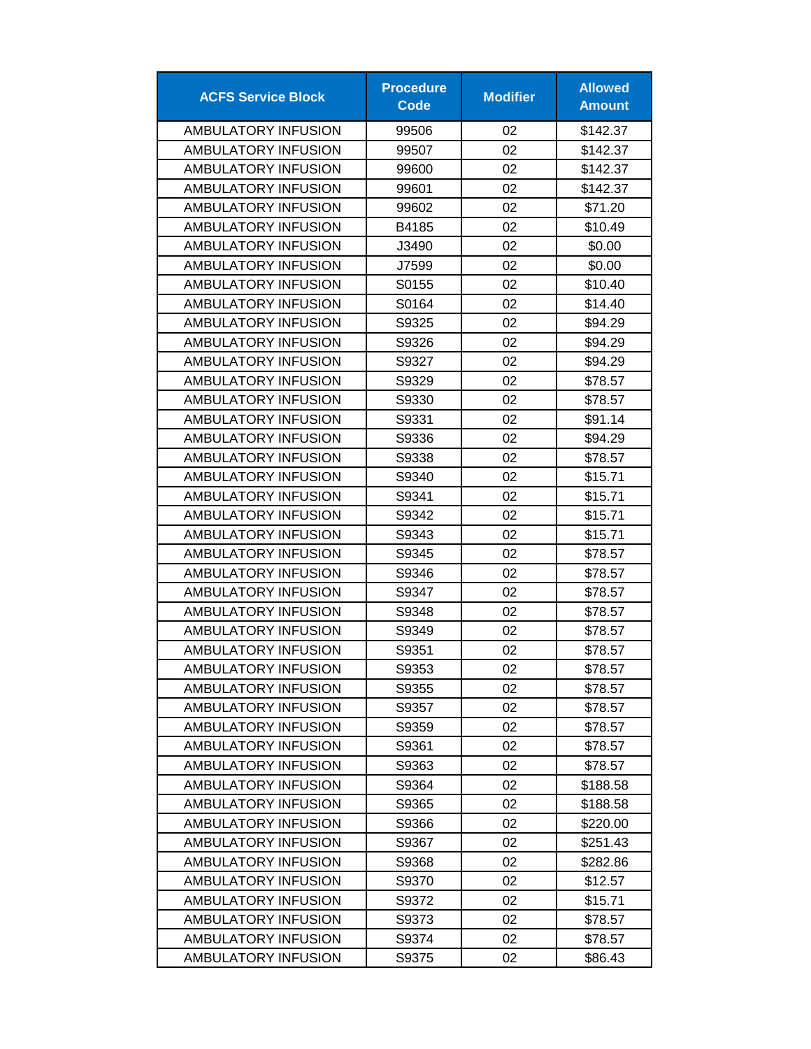| ACFS Service Block | Procedure Code | Modifier | Allowed Amount |
|---|---|---|---|
| AMBULATORY INFUSION | 99506 | 02 | $142.37 |
| AMBULATORY INFUSION | 99507 | 02 | $142.37 |
| AMBULATORY INFUSION | 99600 | 02 | $142.37 |
| AMBULATORY INFUSION | 99601 | 02 | $142.37 |
| AMBULATORY INFUSION | 99602 | 02 | $71.20 |
| AMBULATORY INFUSION | B4185 | 02 | $10.49 |
| AMBULATORY INFUSION | J3490 | 02 | $0.00 |
| AMBULATORY INFUSION | J7599 | 02 | $0.00 |
| AMBULATORY INFUSION | S0155 | 02 | $10.40 |
| AMBULATORY INFUSION | S0164 | 02 | $14.40 |
| AMBULATORY INFUSION | S9325 | 02 | $94.29 |
| AMBULATORY INFUSION | S9326 | 02 | $94.29 |
| AMBULATORY INFUSION | S9327 | 02 | $94.29 |
| AMBULATORY INFUSION | S9329 | 02 | $78.57 |
| AMBULATORY INFUSION | S9330 | 02 | $78.57 |
| AMBULATORY INFUSION | S9331 | 02 | $91.14 |
| AMBULATORY INFUSION | S9336 | 02 | $94.29 |
| AMBULATORY INFUSION | S9338 | 02 | $78.57 |
| AMBULATORY INFUSION | S9340 | 02 | $15.71 |
| AMBULATORY INFUSION | S9341 | 02 | $15.71 |
| AMBULATORY INFUSION | S9342 | 02 | $15.71 |
| AMBULATORY INFUSION | S9343 | 02 | $15.71 |
| AMBULATORY INFUSION | S9345 | 02 | $78.57 |
| AMBULATORY INFUSION | S9346 | 02 | $78.57 |
| AMBULATORY INFUSION | S9347 | 02 | $78.57 |
| AMBULATORY INFUSION | S9348 | 02 | $78.57 |
| AMBULATORY INFUSION | S9349 | 02 | $78.57 |
| AMBULATORY INFUSION | S9351 | 02 | $78.57 |
| AMBULATORY INFUSION | S9353 | 02 | $78.57 |
| AMBULATORY INFUSION | S9355 | 02 | $78.57 |
| AMBULATORY INFUSION | S9357 | 02 | $78.57 |
| AMBULATORY INFUSION | S9359 | 02 | $78.57 |
| AMBULATORY INFUSION | S9361 | 02 | $78.57 |
| AMBULATORY INFUSION | S9363 | 02 | $78.57 |
| AMBULATORY INFUSION | S9364 | 02 | $188.58 |
| AMBULATORY INFUSION | S9365 | 02 | $188.58 |
| AMBULATORY INFUSION | S9366 | 02 | $220.00 |
| AMBULATORY INFUSION | S9367 | 02 | $251.43 |
| AMBULATORY INFUSION | S9368 | 02 | $282.86 |
| AMBULATORY INFUSION | S9370 | 02 | $12.57 |
| AMBULATORY INFUSION | S9372 | 02 | $15.71 |
| AMBULATORY INFUSION | S9373 | 02 | $78.57 |
| AMBULATORY INFUSION | S9374 | 02 | $78.57 |
| AMBULATORY INFUSION | S9375 | 02 | $86.43 |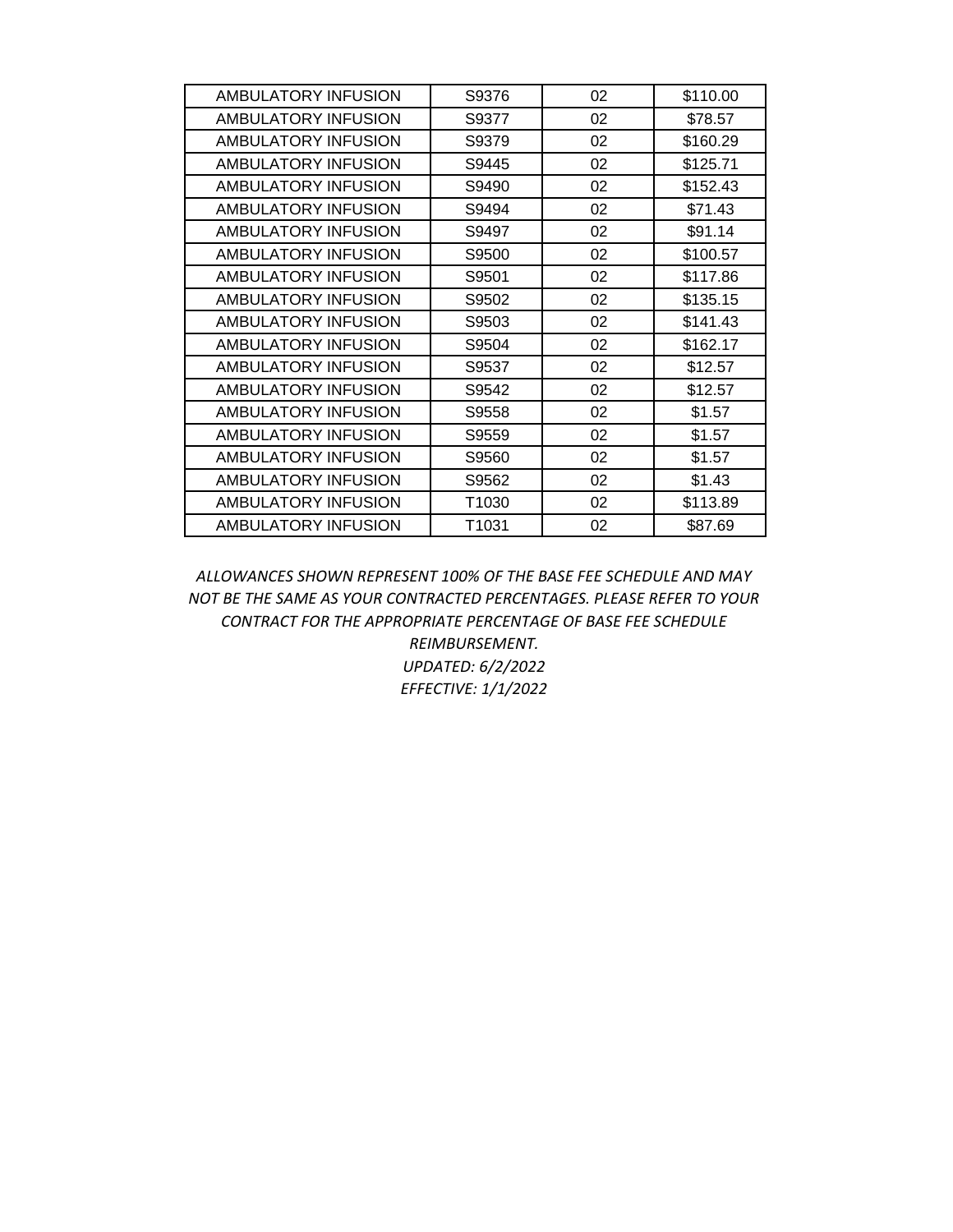| | | | |
|---|---|---|---|
| AMBULATORY INFUSION | S9376 | 02 | $110.00 |
| AMBULATORY INFUSION | S9377 | 02 | $78.57 |
| AMBULATORY INFUSION | S9379 | 02 | $160.29 |
| AMBULATORY INFUSION | S9445 | 02 | $125.71 |
| AMBULATORY INFUSION | S9490 | 02 | $152.43 |
| AMBULATORY INFUSION | S9494 | 02 | $71.43 |
| AMBULATORY INFUSION | S9497 | 02 | $91.14 |
| AMBULATORY INFUSION | S9500 | 02 | $100.57 |
| AMBULATORY INFUSION | S9501 | 02 | $117.86 |
| AMBULATORY INFUSION | S9502 | 02 | $135.15 |
| AMBULATORY INFUSION | S9503 | 02 | $141.43 |
| AMBULATORY INFUSION | S9504 | 02 | $162.17 |
| AMBULATORY INFUSION | S9537 | 02 | $12.57 |
| AMBULATORY INFUSION | S9542 | 02 | $12.57 |
| AMBULATORY INFUSION | S9558 | 02 | $1.57 |
| AMBULATORY INFUSION | S9559 | 02 | $1.57 |
| AMBULATORY INFUSION | S9560 | 02 | $1.57 |
| AMBULATORY INFUSION | S9562 | 02 | $1.43 |
| AMBULATORY INFUSION | T1030 | 02 | $113.89 |
| AMBULATORY INFUSION | T1031 | 02 | $87.69 |

*ALLOWANCES SHOWN REPRESENT 100% OF THE BASE FEE SCHEDULE AND MAY NOT BE THE SAME AS YOUR CONTRACTED PERCENTAGES. PLEASE REFER TO YOUR CONTRACT FOR THE APPROPRIATE PERCENTAGE OF BASE FEE SCHEDULE REIMBURSEMENT.*

*UPDATED: 6/2/2022*

*EFFECTIVE: 1/1/2022*